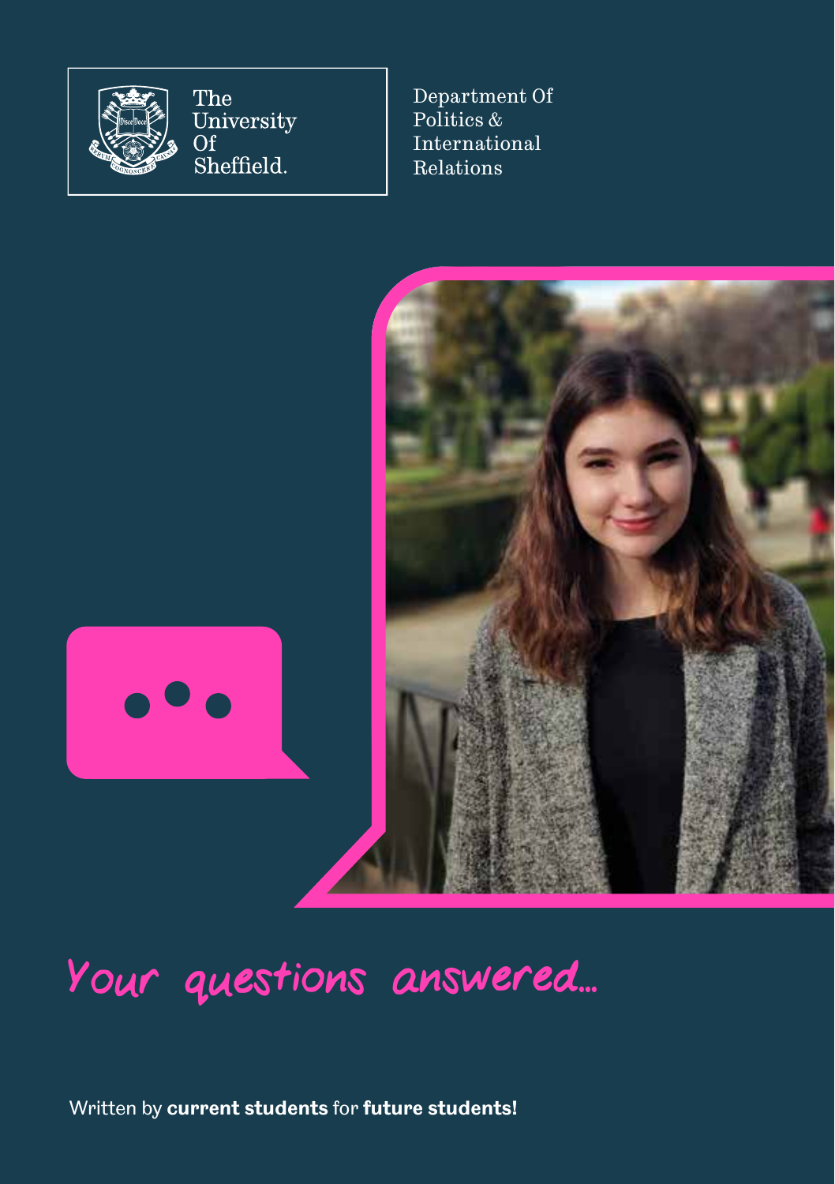The University Of Sheffield.

Department Of Politics & International Relations

# Your questions answered...

Written by **current students** for **future students!**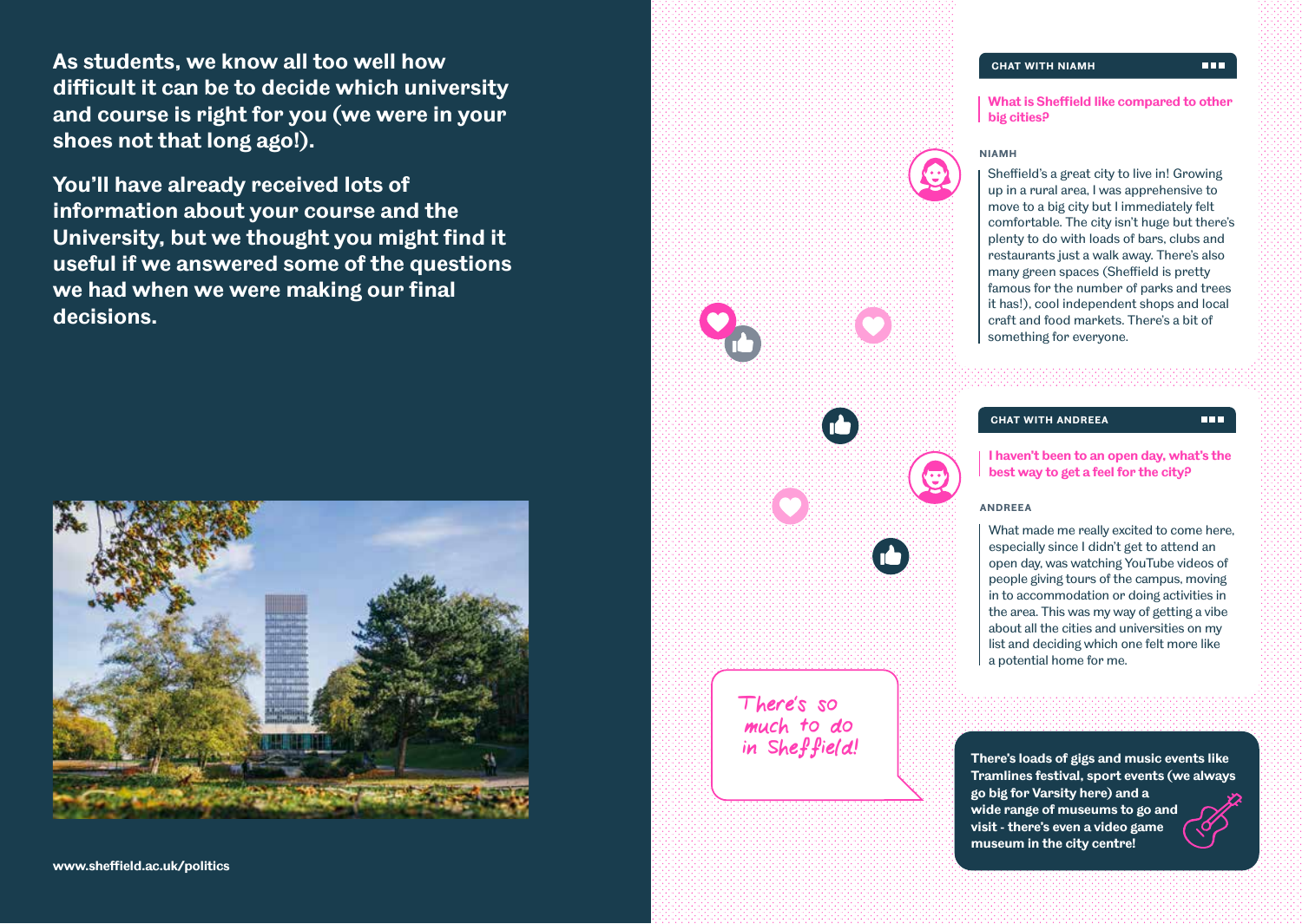**As students, we know all too well how difficult it can be to decide which university and course is right for you (we were in your shoes not that long ago!).**

**You'll have already received lots of information about your course and the University, but we thought you might find it useful if we answered some of the questions we had when we were making our final decisions.**

www.sheffield.ac.uk/politics

### CHAT WITH NIAMH

**What is Sheffield like compared to other big cities?**

**NIAMH**

Sheffield's a great city to live in! Growing up in a rural area, I was apprehensive to move to a big city but I immediately felt comfortable. The city isn't huge but there's plenty to do with loads of bars, clubs and restaurants just a walk away. There's also many green spaces (Sheffield is pretty famous for the number of parks and trees it has!), cool independent shops and local craft and food markets. There's a bit of something for everyone.

### CHAT WITH ANDREEA

**I haven't been to an open day, what's the best way to get a feel for the city?**

**ANDREEA**

What made me really excited to come here, especially since I didn't get to attend an open day, was watching YouTube videos of people giving tours of the campus, moving in to accommodation or doing activities in the area. This was my way of getting a vibe about all the cities and universities on my list and deciding which one felt more like a potential home for me.

There's so much to do in Sheffield!

**There's loads of gigs and music events like Tramlines festival, sport events (we always go big for Varsity here) and a wide range of museums to go and visit - there's even a video game museum in the city centre!**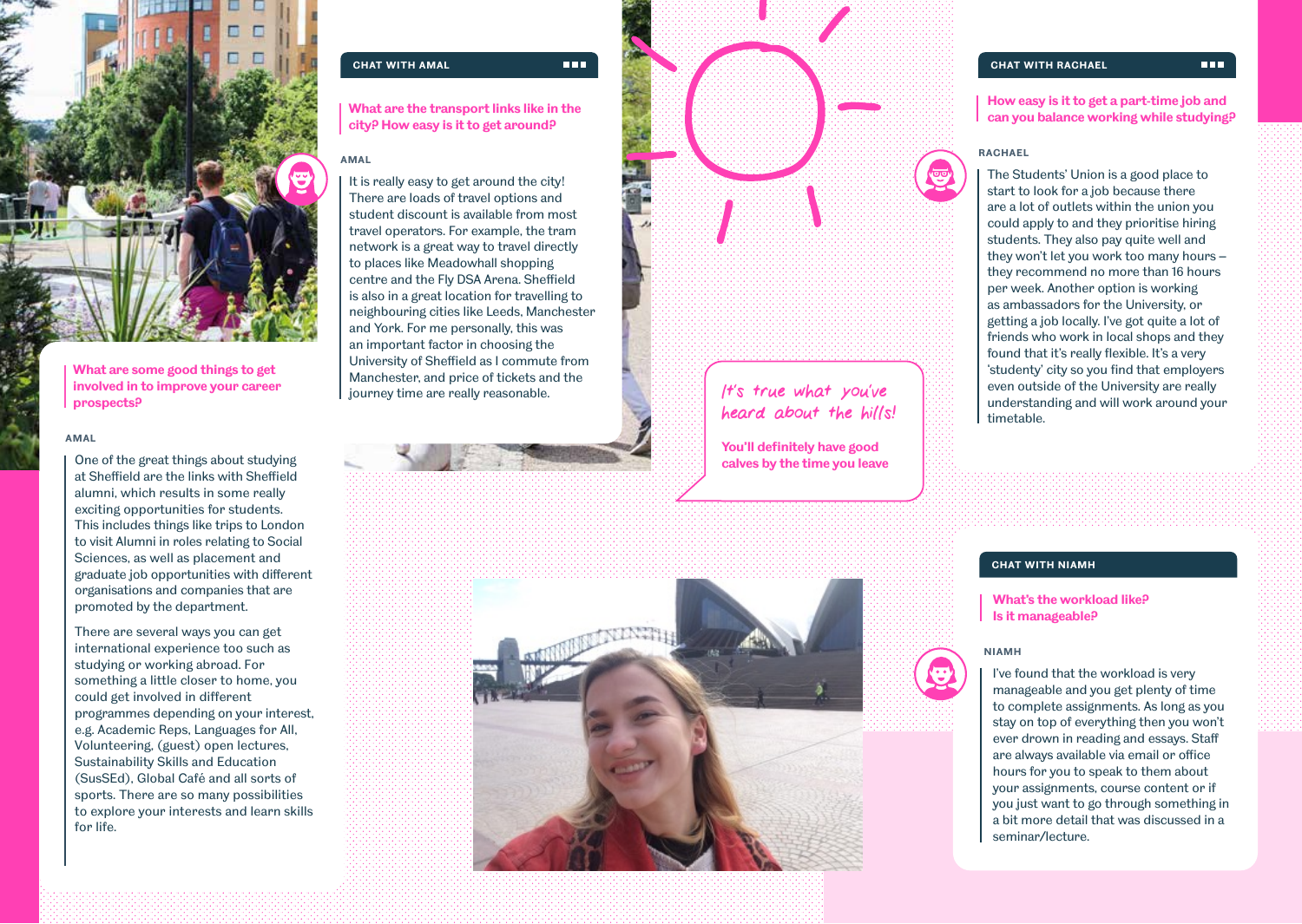## CHAT WITH AMAL

**What are the transport links like in the city? How easy is it to get around?**

AMAL

It is really easy to get around the city! There are loads of travel options and student discount is available from most travel operators. For example, the tram network is a great way to travel directly to places like Meadowhall shopping centre and the Fly DSA Arena. Sheffield is also in a great location for travelling to neighbouring cities like Leeds, Manchester and York. For me personally, this was an important factor in choosing the University of Sheffield as I commute from Manchester, and price of tickets and the journey time are really reasonable.

**What are some good things to get involved in to improve your career prospects?**

AMAL

One of the great things about studying at Sheffield are the links with Sheffield alumni, which results in some really exciting opportunities for students. This includes things like trips to London to visit Alumni in roles relating to Social Sciences, as well as placement and graduate job opportunities with different organisations and companies that are promoted by the department.

There are several ways you can get international experience too such as studying or working abroad. For something a little closer to home, you could get involved in different programmes depending on your interest, e.g. Academic Reps, Languages for All, Volunteering, (guest) open lectures, Sustainability Skills and Education (SusSEd), Global Café and all sorts of sports. There are so many possibilities to explore your interests and learn skills for life.

*It's true what you've heard about the hills!*

**You'll definitely have good calves by the time you leave**

## CHAT WITH RACHAEL

**How easy is it to get a part-time job and can you balance working while studying?**

RACHAEL

The Students' Union is a good place to start to look for a job because there are a lot of outlets within the union you could apply to and they prioritise hiring students. They also pay quite well and they won't let you work too many hours – they recommend no more than 16 hours per week. Another option is working as ambassadors for the University, or getting a job locally. I've got quite a lot of friends who work in local shops and they found that it's really flexible. It's a very 'studenty' city so you find that employers even outside of the University are really understanding and will work around your timetable.

## CHAT WITH NIAMH

**What's the workload like? Is it manageable?**

NIAMH

I've found that the workload is very manageable and you get plenty of time to complete assignments. As long as you stay on top of everything then you won't ever drown in reading and essays. Staff are always available via email or office hours for you to speak to them about your assignments, course content or if you just want to go through something in a bit more detail that was discussed in a seminar/lecture.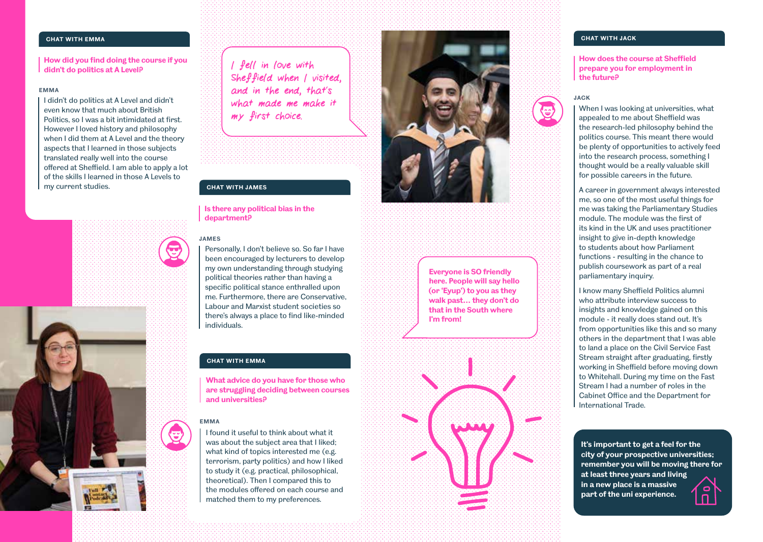### CHAT WITH EMMA

**How did you find doing the course if you didn't do politics at A Level?**

**EMMA**

I didn't do politics at A Level and didn't even know that much about British Politics, so I was a bit intimidated at first. However I loved history and philosophy when I did them at A Level and the theory aspects that I learned in those subjects translated really well into the course offered at Sheffield. I am able to apply a lot of the skills I learned in those A Levels to my current studies.

*I fell in love with Sheffield when I visited, and in the end, that's what made me make it my first choice.*

### CHAT WITH JAMES

**Is there any political bias in the department?**

**JAMES**

Personally, I don't believe so. So far I have been encouraged by lecturers to develop my own understanding through studying political theories rather than having a specific political stance enthralled upon me. Furthermore, there are Conservative, Labour and Marxist student societies so there's always a place to find like-minded individuals.

### CHAT WITH EMMA

**What advice do you have for those who are struggling deciding between courses and universities?**

**EMMA**

I found it useful to think about what it was about the subject area that I liked; what kind of topics interested me (e.g. terrorism, party politics) and how I liked to study it (e.g. practical, philosophical, theoretical). Then I compared this to the modules offered on each course and matched them to my preferences.

**Everyone is SO friendly here. People will say hello (or 'Eyup') to you as they walk past… they don't do that in the South where I'm from!**

### CHAT WITH JACK

**How does the course at Sheffield prepare you for employment in the future?**

**JACK**

When I was looking at universities, what appealed to me about Sheffield was the research-led philosophy behind the politics course. This meant there would be plenty of opportunities to actively feed into the research process, something I thought would be a really valuable skill for possible careers in the future.

A career in government always interested me, so one of the most useful things for me was taking the Parliamentary Studies module. The module was the first of its kind in the UK and uses practitioner insight to give in-depth knowledge to students about how Parliament functions - resulting in the chance to publish coursework as part of a real parliamentary inquiry.

I know many Sheffield Politics alumni who attribute interview success to insights and knowledge gained on this module - it really does stand out. It's from opportunities like this and so many others in the department that I was able to land a place on the Civil Service Fast Stream straight after graduating, firstly working in Sheffield before moving down to Whitehall. During my time on the Fast Stream I had a number of roles in the Cabinet Office and the Department for International Trade.

**It's important to get a feel for the city of your prospective universities; remember you will be moving there for at least three years and living in a new place is a massive part of the uni experience.**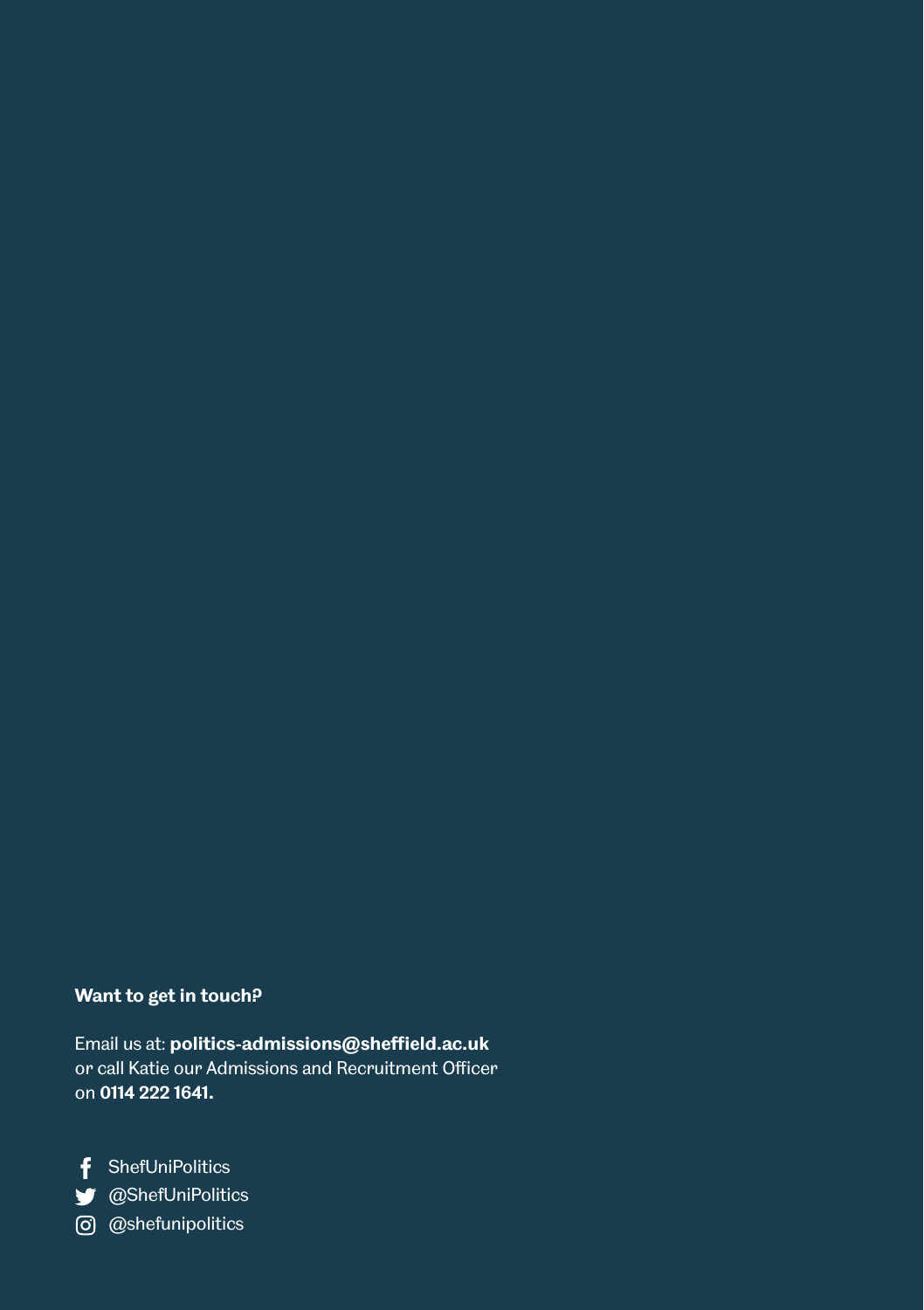**Want to get in touch?**

Email us at: **politics-admissions@sheffield.ac.uk** or call Katie our Admissions and Recruitment Officer on **0114 222 1641.**

ShefUniPolitics
@ShefUniPolitics
@shefunipolitics